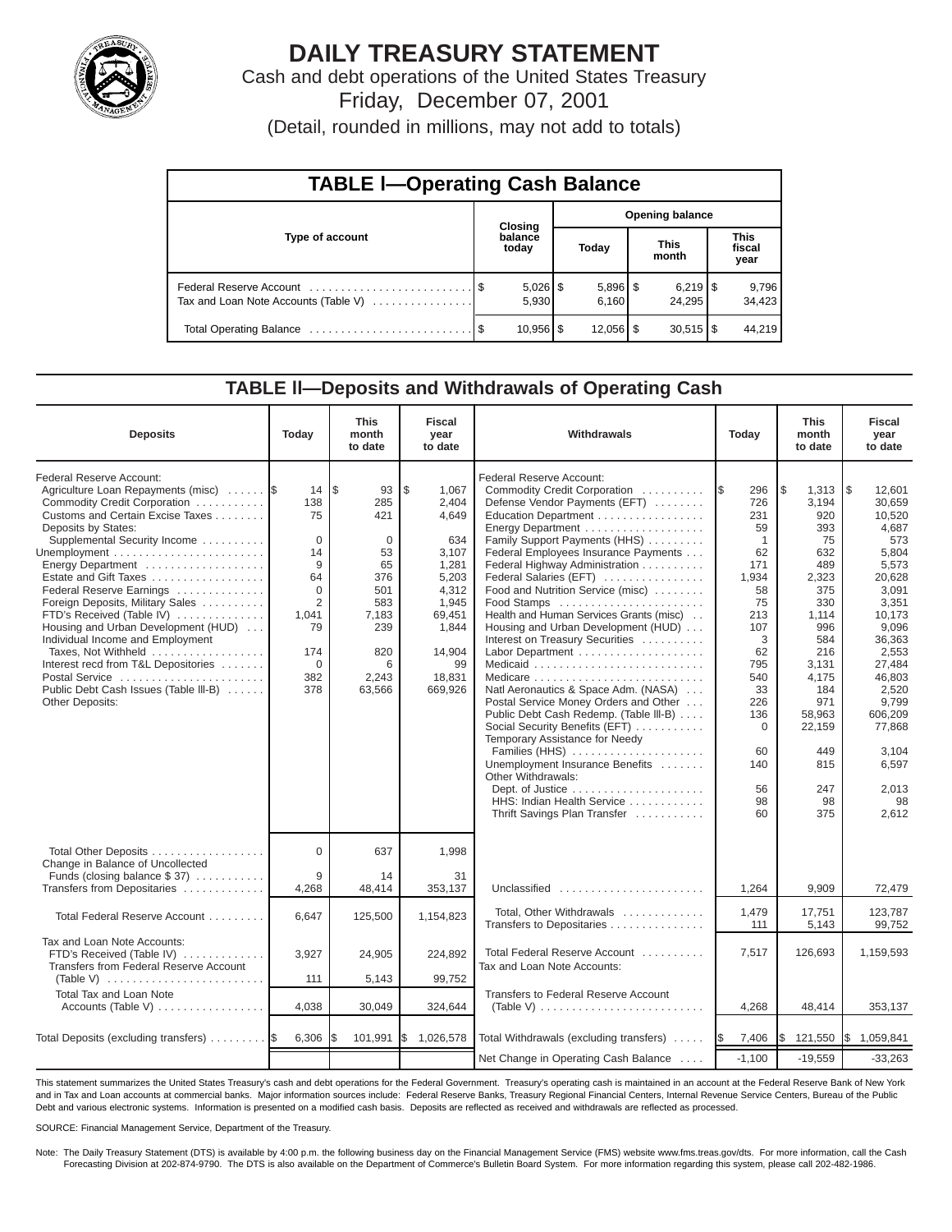# DAILY TREASURY STATEMENT

Cash and debt operations of the United States Treasury

Friday, December 07, 2001

(Detail, rounded in millions, may not add to totals)

## TABLE I—Operating Cash Balance

| Type of account | Closing balance today | Opening balance Today | Opening balance This month | Opening balance This fiscal year |
|---|---|---|---|---|
| Federal Reserve Account | $ 5,026 | $ 5,896 | $ 6,219 | $ 9,796 |
| Tax and Loan Note Accounts (Table V) | 5,930 | 6,160 | 24,295 | 34,423 |
| Total Operating Balance | $ 10,956 | $ 12,056 | $ 30,515 | $ 44,219 |

## TABLE II—Deposits and Withdrawals of Operating Cash

| Deposits | Today | This month to date | Fiscal year to date |
|---|---|---|---|
| Federal Reserve Account: | | | |
| Agriculture Loan Repayments (misc) | $ 14 | $ 93 | $ 1,067 |
| Commodity Credit Corporation | 138 | 285 | 2,404 |
| Customs and Certain Excise Taxes | 75 | 421 | 4,649 |
| Deposits by States: | | | |
| Supplemental Security Income | 0 | 0 | 634 |
| Unemployment | 14 | 53 | 3,107 |
| Energy Department | 9 | 65 | 1,281 |
| Estate and Gift Taxes | 64 | 376 | 5,203 |
| Federal Reserve Earnings | 0 | 501 | 4,312 |
| Foreign Deposits, Military Sales | 2 | 583 | 1,945 |
| FTD's Received (Table IV) | 1,041 | 7,183 | 69,451 |
| Housing and Urban Development (HUD) | 79 | 239 | 1,844 |
| Individual Income and Employment Taxes, Not Withheld | 174 | 820 | 14,904 |
| Interest recd from T&L Depositories | 0 | 6 | 99 |
| Postal Service | 382 | 2,243 | 18,831 |
| Public Debt Cash Issues (Table III-B) | 378 | 63,566 | 669,926 |
| Other Deposits: | | | |
| Total Other Deposits | 0 | 637 | 1,998 |
| Change in Balance of Uncollected Funds (closing balance $ 37) | 9 | 14 | 31 |
| Transfers from Depositaries | 4,268 | 48,414 | 353,137 |
| Total Federal Reserve Account | 6,647 | 125,500 | 1,154,823 |
| Tax and Loan Note Accounts: | | | |
| FTD's Received (Table IV) | 3,927 | 24,905 | 224,892 |
| Transfers from Federal Reserve Account (Table V) | 111 | 5,143 | 99,752 |
| Total Tax and Loan Note Accounts (Table V) | 4,038 | 30,049 | 324,644 |
| Total Deposits (excluding transfers) | $ 6,306 | $ 101,991 | $ 1,026,578 |

| Withdrawals | Today | This month to date | Fiscal year to date |
|---|---|---|---|
| Federal Reserve Account: | | | |
| Commodity Credit Corporation | $ 296 | $ 1,313 | $ 12,601 |
| Defense Vendor Payments (EFT) | 726 | 3,194 | 30,659 |
| Education Department | 231 | 920 | 10,520 |
| Energy Department | 59 | 393 | 4,687 |
| Family Support Payments (HHS) | 1 | 75 | 573 |
| Federal Employees Insurance Payments | 62 | 632 | 5,804 |
| Federal Highway Administration | 171 | 489 | 5,573 |
| Federal Salaries (EFT) | 1,934 | 2,323 | 20,628 |
| Food and Nutrition Service (misc) | 58 | 375 | 3,091 |
| Food Stamps | 75 | 330 | 3,351 |
| Health and Human Services Grants (misc) | 213 | 1,114 | 10,173 |
| Housing and Urban Development (HUD) | 107 | 996 | 9,096 |
| Interest on Treasury Securities | 3 | 584 | 36,363 |
| Labor Department | 62 | 216 | 2,553 |
| Medicaid | 795 | 3,131 | 27,484 |
| Medicare | 540 | 4,175 | 46,803 |
| Natl Aeronautics & Space Adm. (NASA) | 33 | 184 | 2,520 |
| Postal Service Money Orders and Other | 226 | 971 | 9,799 |
| Public Debt Cash Redemp. (Table III-B) | 136 | 58,963 | 606,209 |
| Social Security Benefits (EFT) | 0 | 22,159 | 77,868 |
| Temporary Assistance for Needy Families (HHS) | 60 | 449 | 3,104 |
| Unemployment Insurance Benefits | 140 | 815 | 6,597 |
| Other Withdrawals: | | | |
| Dept. of Justice | 56 | 247 | 2,013 |
| HHS: Indian Health Service | 98 | 98 | 98 |
| Thrift Savings Plan Transfer | 60 | 375 | 2,612 |
| Unclassified | 1,264 | 9,909 | 72,479 |
| Total, Other Withdrawals | 1,479 | 17,751 | 123,787 |
| Transfers to Depositaries | 111 | 5,143 | 99,752 |
| Total Federal Reserve Account | 7,517 | 126,693 | 1,159,593 |
| Tax and Loan Note Accounts: | | | |
| Transfers to Federal Reserve Account (Table V) | 4,268 | 48,414 | 353,137 |
| Total Withdrawals (excluding transfers) | $ 7,406 | $ 121,550 | $ 1,059,841 |
| Net Change in Operating Cash Balance | -1,100 | -19,559 | -33,263 |

This statement summarizes the United States Treasury's cash and debt operations for the Federal Government. Treasury's operating cash is maintained in an account at the Federal Reserve Bank of New York and in Tax and Loan accounts at commercial banks. Major information sources include: Federal Reserve Banks, Treasury Regional Financial Centers, Internal Revenue Service Centers, Bureau of the Public Debt and various electronic systems. Information is presented on a modified cash basis. Deposits are reflected as received and withdrawals are reflected as processed.

SOURCE: Financial Management Service, Department of the Treasury.

Note: The Daily Treasury Statement (DTS) is available by 4:00 p.m. the following business day on the Financial Management Service (FMS) website www.fms.treas.gov/dts. For more information, call the Cash Forecasting Division at 202-874-9790. The DTS is also available on the Department of Commerce's Bulletin Board System. For more information regarding this system, please call 202-482-1986.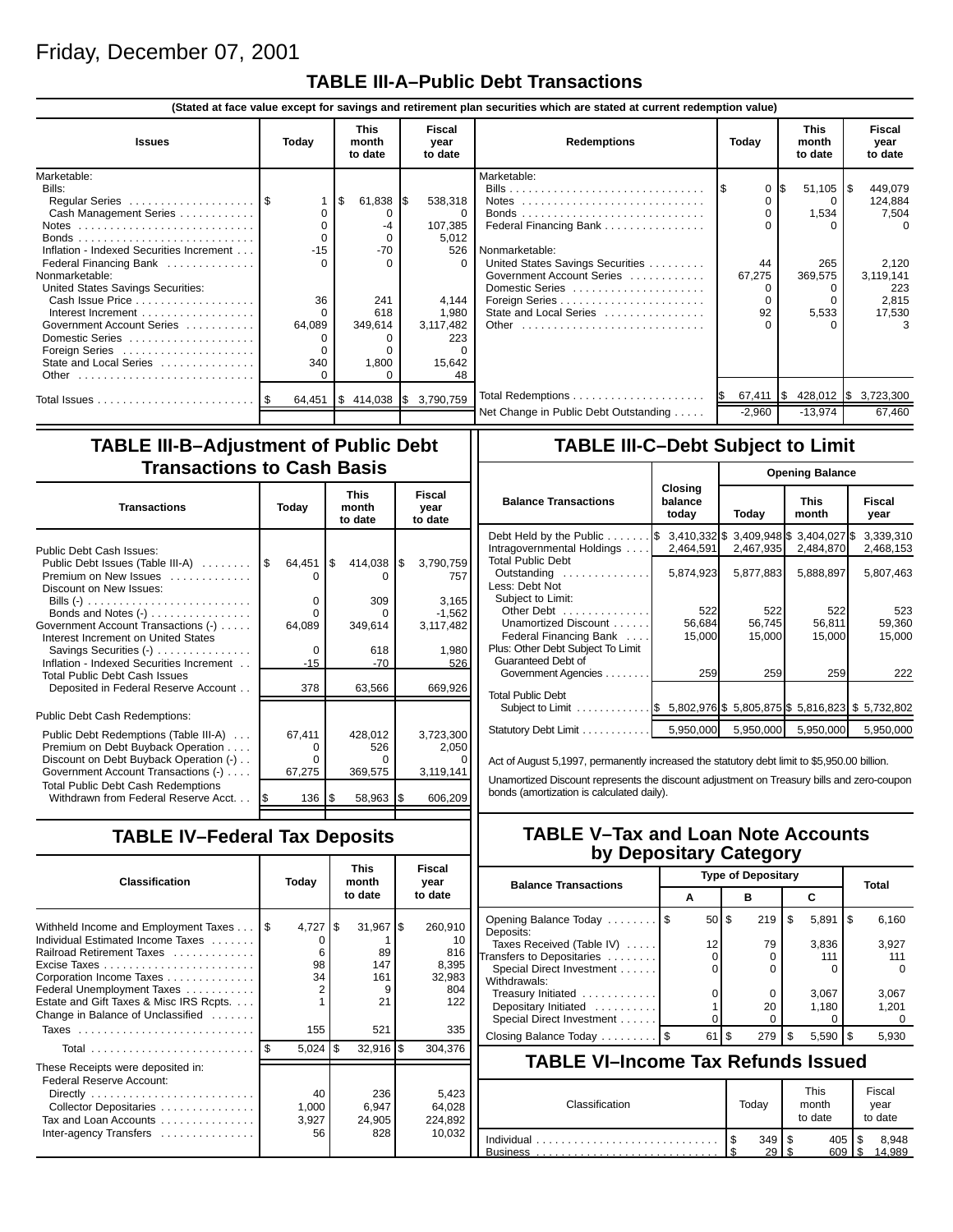Friday, December 07, 2001

## TABLE III-A–Public Debt Transactions

(Stated at face value except for savings and retirement plan securities which are stated at current redemption value)

| Issues | Today | This month to date | Fiscal year to date |
|---|---|---|---|
| Marketable: | | | |
| Bills: | | | |
| Regular Series | $ 1 | $ 61,838 | $ 538,318 |
| Cash Management Series | 0 | 0 | 0 |
| Notes | 0 | -4 | 107,385 |
| Bonds | 0 | 0 | 5,012 |
| Inflation - Indexed Securities Increment | -15 | -70 | 526 |
| Federal Financing Bank | 0 | 0 | 0 |
| Nonmarketable: | | | |
| United States Savings Securities: | | | |
| Cash Issue Price | 36 | 241 | 4,144 |
| Interest Increment | 0 | 618 | 1,980 |
| Government Account Series | 64,089 | 349,614 | 3,117,482 |
| Domestic Series | 0 | 0 | 223 |
| Foreign Series | 0 | 0 | 0 |
| State and Local Series | 340 | 1,800 | 15,642 |
| Other | 0 | 0 | 48 |
| Total Issues | $ 64,451 | $ 414,038 | $ 3,790,759 |

| Redemptions | Today | This month to date | Fiscal year to date |
|---|---|---|---|
| Marketable: | | | |
| Bills | $ 0 | $ 51,105 | $ 449,079 |
| Notes | 0 | 0 | 124,884 |
| Bonds | 0 | 1,534 | 7,504 |
| Federal Financing Bank | 0 | 0 | 0 |
| Nonmarketable: | | | |
| United States Savings Securities | 44 | 265 | 2,120 |
| Government Account Series | 67,275 | 369,575 | 3,119,141 |
| Domestic Series | 0 | 0 | 223 |
| Foreign Series | 0 | 0 | 2,815 |
| State and Local Series | 92 | 5,533 | 17,530 |
| Other | 0 | 0 | 3 |
| Total Redemptions | $ 67,411 | $ 428,012 | $ 3,723,300 |
| Net Change in Public Debt Outstanding | -2,960 | -13,974 | 67,460 |

## TABLE III-B–Adjustment of Public Debt Transactions to Cash Basis

| Transactions | Today | This month to date | Fiscal year to date |
|---|---|---|---|
| Public Debt Cash Issues: | | | |
| Public Debt Issues (Table III-A) | $ 64,451 | $ 414,038 | $ 3,790,759 |
| Premium on New Issues | 0 | 0 | 757 |
| Discount on New Issues: | | | |
| Bills (-) | 0 | 309 | 3,165 |
| Bonds and Notes (-) | 0 | 0 | -1,562 |
| Government Account Transactions (-) | 64,089 | 349,614 | 3,117,482 |
| Interest Increment on United States Savings Securities (-) | 0 | 618 | 1,980 |
| Inflation - Indexed Securities Increment | -15 | -70 | 526 |
| Total Public Debt Cash Issues Deposited in Federal Reserve Account | 378 | 63,566 | 669,926 |
| Public Debt Cash Redemptions: | | | |
| Public Debt Redemptions (Table III-A) | 67,411 | 428,012 | 3,723,300 |
| Premium on Debt Buyback Operation | 0 | 526 | 2,050 |
| Discount on Debt Buyback Operation (-) | 0 | 0 | 0 |
| Government Account Transactions (-) | 67,275 | 369,575 | 3,119,141 |
| Total Public Debt Cash Redemptions Withdrawn from Federal Reserve Acct. | $ 136 | $ 58,963 | $ 606,209 |

## TABLE III-C–Debt Subject to Limit

| Balance Transactions | Closing balance today | Opening Balance Today | Opening Balance This month | Opening Balance Fiscal year |
|---|---|---|---|---|
| Debt Held by the Public | $ 3,410,332 | $ 3,409,948 | $ 3,404,027 | $ 3,339,310 |
| Intragovernmental Holdings | 2,464,591 | 2,467,935 | 2,484,870 | 2,468,153 |
| Total Public Debt Outstanding | 5,874,923 | 5,877,883 | 5,888,897 | 5,807,463 |
| Less: Debt Not Subject to Limit: | | | | |
| Other Debt | 522 | 522 | 522 | 523 |
| Unamortized Discount | 56,684 | 56,745 | 56,811 | 59,360 |
| Federal Financing Bank | 15,000 | 15,000 | 15,000 | 15,000 |
| Plus: Other Debt Subject to Limit Guaranteed Debt of Government Agencies | 259 | 259 | 259 | 222 |
| Total Public Debt Subject to Limit | $ 5,802,976 | $ 5,805,875 | $ 5,816,823 | $ 5,732,802 |
| Statutory Debt Limit | 5,950,000 | 5,950,000 | 5,950,000 | 5,950,000 |

Act of August 5,1997, permanently increased the statutory debt limit to $5,950.00 billion.

Unamortized Discount represents the discount adjustment on Treasury bills and zero-coupon bonds (amortization is calculated daily).

## TABLE IV–Federal Tax Deposits

| Classification | Today | This month to date | Fiscal year to date |
|---|---|---|---|
| Withheld Income and Employment Taxes | $ 4,727 | $ 31,967 | $ 260,910 |
| Individual Estimated Income Taxes | 0 | 1 | 10 |
| Railroad Retirement Taxes | 6 | 89 | 816 |
| Excise Taxes | 98 | 147 | 8,395 |
| Corporation Income Taxes | 34 | 161 | 32,983 |
| Federal Unemployment Taxes | 2 | 9 | 804 |
| Estate and Gift Taxes & Misc IRS Rcpts. | 1 | 21 | 122 |
| Change in Balance of Unclassified Taxes | 155 | 521 | 335 |
| Total | $ 5,024 | $ 32,916 | $ 304,376 |
| These Receipts were deposited in: | | | |
| Federal Reserve Account: | | | |
| Directly | 40 | 236 | 5,423 |
| Collector Depositaries | 1,000 | 6,947 | 64,028 |
| Tax and Loan Accounts | 3,927 | 24,905 | 224,892 |
| Inter-agency Transfers | 56 | 828 | 10,032 |

## TABLE V–Tax and Loan Note Accounts by Depositary Category

| Balance Transactions | Type of Depositary A | B | C | Total |
|---|---|---|---|---|
| Opening Balance Today | $ 50 | $ 219 | $ 5,891 | $ 6,160 |
| Deposits: | | | | |
| Taxes Received (Table IV) | 12 | 79 | 3,836 | 3,927 |
| Transfers to Depositaries | 0 | 0 | 111 | 111 |
| Special Direct Investment | 0 | 0 | 0 | 0 |
| Withdrawals: | | | | |
| Treasury Initiated | 0 | 0 | 3,067 | 3,067 |
| Depositary Initiated | 1 | 20 | 1,180 | 1,201 |
| Special Direct Investment | 0 | 0 | 0 | 0 |
| Closing Balance Today | $ 61 | $ 279 | $ 5,590 | $ 5,930 |

## TABLE VI–Income Tax Refunds Issued

| Classification | Today | This month to date | Fiscal year to date |
|---|---|---|---|
| Individual | $ 349 | $ 405 | $ 8,948 |
| Business | $ 29 | $ 609 | $ 14,989 |